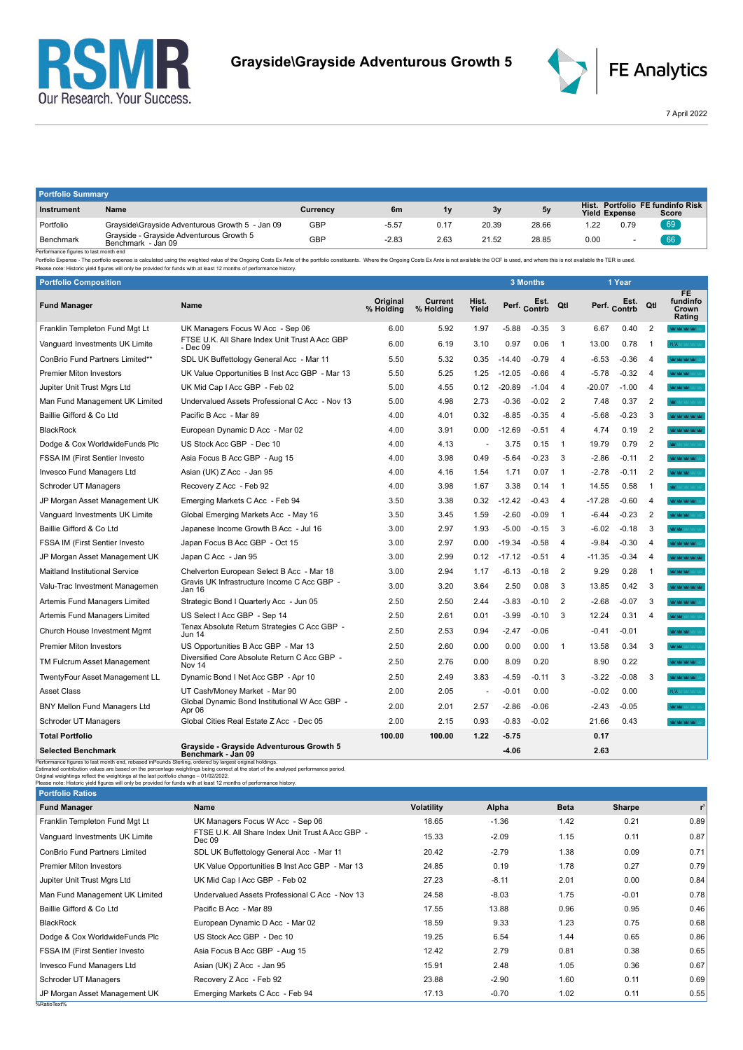# Grayside\Grayside Adventurous Growth 5

RSMR — Our Research. Your Success.

FE Analytics

7 April 2022

## Portfolio Summary

| Instrument | Name | Currency | 6m | 1y | 3y | 5y | Hist. Yield | Portfolio Expense | FE fundinfo Risk Score |
|---|---|---|---|---|---|---|---|---|---|
| Portfolio | Grayside\Grayside Adventurous Growth 5 - Jan 09 | GBP | -5.57 | 0.17 | 20.39 | 28.66 | 1.22 | 0.79 | 69 |
| Benchmark | Grayside - Grayside Adventurous Growth 5 Benchmark - Jan 09 | GBP | -2.83 | 2.63 | 21.52 | 28.85 | 0.00 | - | 66 |

Performance figures to last month end

Portfolio Expense - The portfolio expense is calculated using the weighted value of the Ongoing Costs Ex Ante of the portfolio constituents. Where the Ongoing Costs Ex Ante is not available the OCF is used, and where this is not available the TER is used.

Please note: Historic yield figures will only be provided for funds with at least 12 months of performance history.

## Portfolio Composition

| Fund Manager | Name | Original % Holding | Current % Holding | Hist. Yield | 3 Months Perf. | 3 Months Est. Contrb | 3 Months Qtl | 1 Year Perf. | 1 Year Est. Contrb | 1 Year Qtl | FE fundinfo Crown Rating |
|---|---|---|---|---|---|---|---|---|---|---|---|
| Franklin Templeton Fund Mgt Lt | UK Managers Focus W Acc - Sep 06 | 6.00 | 5.92 | 1.97 | -5.88 | -0.35 | 3 | 6.67 | 0.40 | 2 | |
| Vanguard Investments UK Limite | FTSE U.K. All Share Index Unit Trust A Acc GBP - Dec 09 | 6.00 | 6.19 | 3.10 | 0.97 | 0.06 | 1 | 13.00 | 0.78 | 1 | N/A |
| ConBrio Fund Partners Limited** | SDL UK Buffettology General Acc - Mar 11 | 5.50 | 5.32 | 0.35 | -14.40 | -0.79 | 4 | -6.53 | -0.36 | 4 | |
| Premier Miton Investors | UK Value Opportunities B Inst Acc GBP - Mar 13 | 5.50 | 5.25 | 1.25 | -12.05 | -0.66 | 4 | -5.78 | -0.32 | 4 | |
| Jupiter Unit Trust Mgrs Ltd | UK Mid Cap I Acc GBP - Feb 02 | 5.00 | 4.55 | 0.12 | -20.89 | -1.04 | 4 | -20.07 | -1.00 | 4 | |
| Man Fund Management UK Limited | Undervalued Assets Professional C Acc - Nov 13 | 5.00 | 4.98 | 2.73 | -0.36 | -0.02 | 2 | 7.48 | 0.37 | 2 | |
| Baillie Gifford & Co Ltd | Pacific B Acc - Mar 89 | 4.00 | 4.01 | 0.32 | -8.85 | -0.35 | 4 | -5.68 | -0.23 | 4 | |
| BlackRock | European Dynamic D Acc - Mar 02 | 4.00 | 3.91 | 0.00 | -12.69 | -0.51 | 4 | 4.74 | 0.19 | 2 | |
| Dodge & Cox WorldwideFunds Plc | US Stock Acc GBP - Dec 10 | 4.00 | 4.13 | - | 3.75 | 0.15 | 1 | 19.79 | 0.79 | 2 | |
| FSSA IM (First Sentier Investo | Asia Focus B Acc GBP - Aug 15 | 4.00 | 3.98 | 0.49 | -5.64 | -0.23 | 3 | -2.86 | -0.11 | 2 | |
| Invesco Fund Managers Ltd | Asian (UK) Z Acc - Jan 95 | 4.00 | 4.16 | 1.54 | 1.71 | 0.07 | 1 | -2.78 | -0.11 | 2 | |
| Schroder UT Managers | Recovery Z Acc - Feb 92 | 4.00 | 3.98 | 1.67 | 3.38 | 0.14 | 1 | 14.55 | 0.58 | 1 | |
| JP Morgan Asset Management UK | Emerging Markets C Acc - Feb 94 | 3.50 | 3.38 | 0.32 | -12.42 | -0.43 | 4 | -17.28 | -0.60 | 4 | |
| Vanguard Investments UK Limite | Global Emerging Markets Acc - May 16 | 3.50 | 3.45 | 1.59 | -2.60 | -0.09 | 1 | -6.44 | -0.23 | 2 | |
| Baillie Gifford & Co Ltd | Japanese Income Growth B Acc - Jul 16 | 3.00 | 2.97 | 1.93 | -5.00 | -0.15 | 3 | -6.02 | -0.18 | 3 | |
| FSSA IM (First Sentier Investo | Japan Focus B Acc GBP - Oct 15 | 3.00 | 2.97 | 0.00 | -19.34 | -0.58 | 4 | -9.84 | -0.30 | 4 | |
| JP Morgan Asset Management UK | Japan C Acc - Jan 95 | 3.00 | 2.99 | 0.12 | -17.12 | -0.51 | 4 | -11.35 | -0.34 | 4 | |
| Maitland Institutional Service | Chelverton European Select B Acc - Mar 18 | 3.00 | 2.94 | 1.17 | -6.13 | -0.18 | 2 | 9.29 | 0.28 | 1 | |
| Valu-Trac Investment Managemen | Gravis UK Infrastructure Income C Acc GBP - Jan 16 | 3.00 | 3.20 | 3.64 | 2.50 | 0.08 | 3 | 13.85 | 0.42 | 3 | |
| Artemis Fund Managers Limited | Strategic Bond I Quarterly Acc - Jun 05 | 2.50 | 2.50 | 2.44 | -3.83 | -0.10 | 2 | -2.68 | -0.07 | 3 | |
| Artemis Fund Managers Limited | US Select I Acc GBP - Sep 14 | 2.50 | 2.61 | 0.01 | -3.99 | -0.10 | 3 | 12.24 | 0.31 | 4 | |
| Church House Investment Mgmt | Tenax Absolute Return Strategies C Acc GBP - Jun 14 | 2.50 | 2.53 | 0.94 | -2.47 | -0.06 | | -0.41 | -0.01 | | |
| Premier Miton Investors | US Opportunities B Acc GBP - Mar 13 | 2.50 | 2.60 | 0.00 | 0.00 | 0.00 | 1 | 13.58 | 0.34 | 3 | |
| TM Fulcrum Asset Management | Diversified Core Absolute Return C Acc GBP - Nov 14 | 2.50 | 2.76 | 0.00 | 8.09 | 0.20 | | 8.90 | 0.22 | | |
| TwentyFour Asset Management LL | Dynamic Bond I Net Acc GBP - Apr 10 | 2.50 | 2.49 | 3.83 | -4.59 | -0.11 | 3 | -3.22 | -0.08 | 3 | |
| Asset Class | UT Cash/Money Market - Mar 90 | 2.00 | 2.05 | - | -0.01 | 0.00 | | -0.02 | 0.00 | | N/A |
| BNY Mellon Fund Managers Ltd | Global Dynamic Bond Institutional W Acc GBP - Apr 06 | 2.00 | 2.01 | 2.57 | -2.86 | -0.06 | | -2.43 | -0.05 | | |
| Schroder UT Managers | Global Cities Real Estate Z Acc - Dec 05 | 2.00 | 2.15 | 0.93 | -0.83 | -0.02 | | 21.66 | 0.43 | | |
| **Total Portfolio** | | **100.00** | **100.00** | **1.22** | **-5.75** | | | **0.17** | | | |
| **Selected Benchmark** | **Grayside - Grayside Adventurous Growth 5 Benchmark - Jan 09** | | | | **-4.06** | | | **2.63** | | | |

Performance figures to last month end, rebased inPounds Sterling, ordered by largest original holdings.
Estimated contribution values are based on the percentage weightings being correct at the start of the analysed performance period.
Original weightings reflect the weightings at the last portfolio change – 01/02/2022.
Please note: Historic yield figures will only be provided for funds with at least 12 months of performance history.

## Portfolio Ratios

| Fund Manager | Name | Volatility | Alpha | Beta | Sharpe | r² |
|---|---|---|---|---|---|---|
| Franklin Templeton Fund Mgt Lt | UK Managers Focus W Acc - Sep 06 | 18.65 | -1.36 | 1.42 | 0.21 | 0.89 |
| Vanguard Investments UK Limite | FTSE U.K. All Share Index Unit Trust A Acc GBP - Dec 09 | 15.33 | -2.09 | 1.15 | 0.11 | 0.87 |
| ConBrio Fund Partners Limited | SDL UK Buffettology General Acc - Mar 11 | 20.42 | -2.79 | 1.38 | 0.09 | 0.71 |
| Premier Miton Investors | UK Value Opportunities B Inst Acc GBP - Mar 13 | 24.85 | 0.19 | 1.78 | 0.27 | 0.79 |
| Jupiter Unit Trust Mgrs Ltd | UK Mid Cap I Acc GBP - Feb 02 | 27.23 | -8.11 | 2.01 | 0.00 | 0.84 |
| Man Fund Management UK Limited | Undervalued Assets Professional C Acc - Nov 13 | 24.58 | -8.03 | 1.75 | -0.01 | 0.78 |
| Baillie Gifford & Co Ltd | Pacific B Acc - Mar 89 | 17.55 | 13.88 | 0.96 | 0.95 | 0.46 |
| BlackRock | European Dynamic D Acc - Mar 02 | 18.59 | 9.33 | 1.23 | 0.75 | 0.68 |
| Dodge & Cox WorldwideFunds Plc | US Stock Acc GBP - Dec 10 | 19.25 | 6.54 | 1.44 | 0.65 | 0.86 |
| FSSA IM (First Sentier Investo | Asia Focus B Acc GBP - Aug 15 | 12.42 | 2.79 | 0.81 | 0.38 | 0.65 |
| Invesco Fund Managers Ltd | Asian (UK) Z Acc - Jan 95 | 15.91 | 2.48 | 1.05 | 0.36 | 0.67 |
| Schroder UT Managers | Recovery Z Acc - Feb 92 | 23.88 | -2.90 | 1.60 | 0.11 | 0.69 |
| JP Morgan Asset Management UK | Emerging Markets C Acc - Feb 94 | 17.13 | -0.70 | 1.02 | 0.11 | 0.55 |

%RatioText%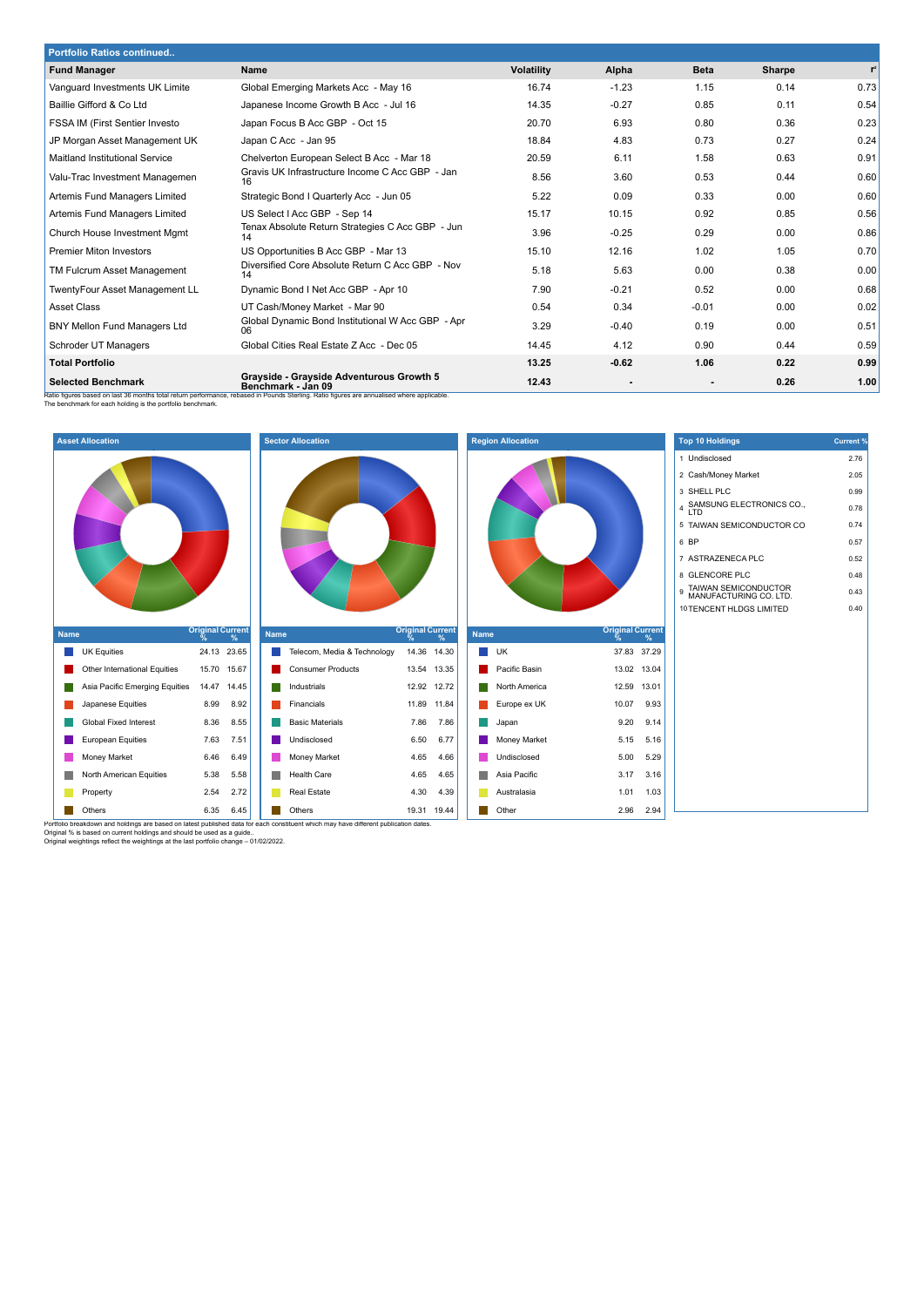## Portfolio Ratios continued..

| Fund Manager | Name | Volatility | Alpha | Beta | Sharpe | r² |
|---|---|---|---|---|---|---|
| Vanguard Investments UK Limite | Global Emerging Markets Acc - May 16 | 16.74 | -1.23 | 1.15 | 0.14 | 0.73 |
| Baillie Gifford & Co Ltd | Japanese Income Growth B Acc - Jul 16 | 14.35 | -0.27 | 0.85 | 0.11 | 0.54 |
| FSSA IM (First Sentier Investo | Japan Focus B Acc GBP - Oct 15 | 20.70 | 6.93 | 0.80 | 0.36 | 0.23 |
| JP Morgan Asset Management UK | Japan C Acc - Jan 95 | 18.84 | 4.83 | 0.73 | 0.27 | 0.24 |
| Maitland Institutional Service | Chelverton European Select B Acc - Mar 18 | 20.59 | 6.11 | 1.58 | 0.63 | 0.91 |
| Valu-Trac Investment Managemen | Gravis UK Infrastructure Income C Acc GBP - Jan 16 | 8.56 | 3.60 | 0.53 | 0.44 | 0.60 |
| Artemis Fund Managers Limited | Strategic Bond I Quarterly Acc - Jun 05 | 5.22 | 0.09 | 0.33 | 0.00 | 0.60 |
| Artemis Fund Managers Limited | US Select I Acc GBP - Sep 14 | 15.17 | 10.15 | 0.92 | 0.85 | 0.56 |
| Church House Investment Mgmt | Tenax Absolute Return Strategies C Acc GBP - Jun 14 | 3.96 | -0.25 | 0.29 | 0.00 | 0.86 |
| Premier Miton Investors | US Opportunities B Acc GBP - Mar 13 | 15.10 | 12.16 | 1.02 | 1.05 | 0.70 |
| TM Fulcrum Asset Management | Diversified Core Absolute Return C Acc GBP - Nov 14 | 5.18 | 5.63 | 0.00 | 0.38 | 0.00 |
| TwentyFour Asset Management LL | Dynamic Bond I Net Acc GBP - Apr 10 | 7.90 | -0.21 | 0.52 | 0.00 | 0.68 |
| Asset Class | UT Cash/Money Market - Mar 90 | 0.54 | 0.34 | -0.01 | 0.00 | 0.02 |
| BNY Mellon Fund Managers Ltd | Global Dynamic Bond Institutional W Acc GBP - Apr 06 | 3.29 | -0.40 | 0.19 | 0.00 | 0.51 |
| Schroder UT Managers | Global Cities Real Estate Z Acc - Dec 05 | 14.45 | 4.12 | 0.90 | 0.44 | 0.59 |
| **Total Portfolio** | | **13.25** | **-0.62** | **1.06** | **0.22** | **0.99** |
| **Selected Benchmark** | **Grayside - Grayside Adventurous Growth 5 Benchmark - Jan 09** | **12.43** | **-** | **-** | **0.26** | **1.00** |

Ratio figures based on last 36 months total return performance, rebased in Pounds Sterling. Ratio figures are annualised where applicable.
The benchmark for each holding is the portfolio benchmark.

### Asset Allocation

| Name | Original % | Current % |
|---|---|---|
| UK Equities | 24.13 | 23.65 |
| Other International Equities | 15.70 | 15.67 |
| Asia Pacific Emerging Equities | 14.47 | 14.45 |
| Japanese Equities | 8.99 | 8.92 |
| Global Fixed Interest | 8.36 | 8.55 |
| European Equities | 7.63 | 7.51 |
| Money Market | 6.46 | 6.49 |
| North American Equities | 5.38 | 5.58 |
| Property | 2.54 | 2.72 |
| Others | 6.35 | 6.45 |

### Sector Allocation

| Name | Original % | Current % |
|---|---|---|
| Telecom, Media & Technology | 14.36 | 14.30 |
| Consumer Products | 13.54 | 13.35 |
| Industrials | 12.92 | 12.72 |
| Financials | 11.89 | 11.84 |
| Basic Materials | 7.86 | 7.86 |
| Undisclosed | 6.50 | 6.77 |
| Money Market | 4.65 | 4.66 |
| Health Care | 4.65 | 4.65 |
| Real Estate | 4.30 | 4.39 |
| Others | 19.31 | 19.44 |

### Region Allocation

| Name | Original % | Current % |
|---|---|---|
| UK | 37.83 | 37.29 |
| Pacific Basin | 13.02 | 13.04 |
| North America | 12.59 | 13.01 |
| Europe ex UK | 10.07 | 9.93 |
| Japan | 9.20 | 9.14 |
| Money Market | 5.15 | 5.16 |
| Undisclosed | 5.00 | 5.29 |
| Asia Pacific | 3.17 | 3.16 |
| Australasia | 1.01 | 1.03 |
| Other | 2.96 | 2.94 |

### Top 10 Holdings

| | Name | Current % |
|---|---|---|
| 1 | Undisclosed | 2.76 |
| 2 | Cash/Money Market | 2.05 |
| 3 | SHELL PLC | 0.99 |
| 4 | SAMSUNG ELECTRONICS CO., LTD | 0.78 |
| 5 | TAIWAN SEMICONDUCTOR CO | 0.74 |
| 6 | BP | 0.57 |
| 7 | ASTRAZENECA PLC | 0.52 |
| 8 | GLENCORE PLC | 0.48 |
| 9 | TAIWAN SEMICONDUCTOR MANUFACTURING CO. LTD. | 0.43 |
| 10 | TENCENT HLDGS LIMITED | 0.40 |

Portfolio breakdown and holdings are based on latest published data for each constituent which may have different publication dates.
Original % is based on current holdings and should be used as a guide..
Original weightings reflect the weightings at the last portfolio change – 01/02/2022.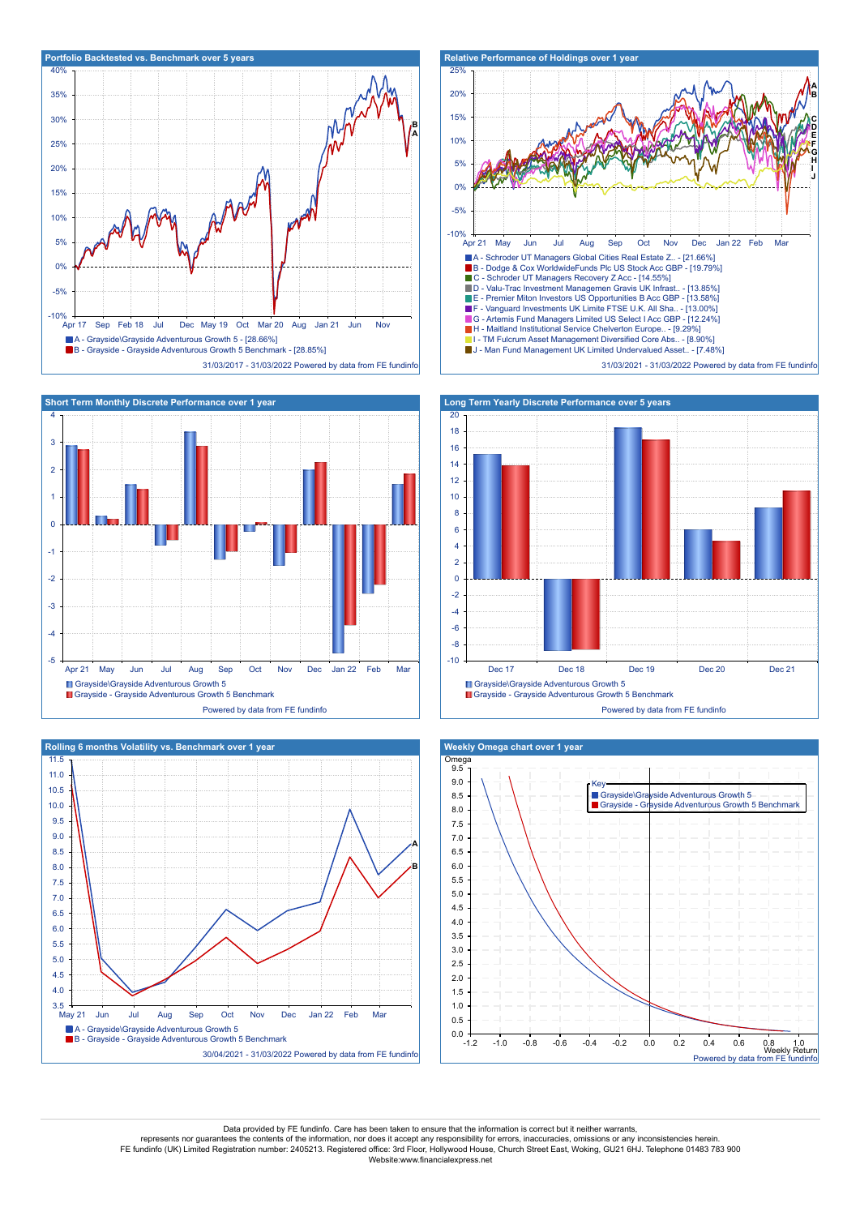## Portfolio Backtested vs. Benchmark over 5 years

40% 35% 30% 25% 20% 15% 10% 5% 0% -5% -10%

Apr 17 Sep Feb 18 Jul Dec May 19 Oct Mar 20 Aug Jan 21 Jun Nov

B
A

A - Grayside\Grayside Adventurous Growth 5 - [28.66%]
B - Grayside - Grayside Adventurous Growth 5 Benchmark - [28.85%]

31/03/2017 - 31/03/2022 Powered by data from FE fundinfo

## Relative Performance of Holdings over 1 year

25% 20% 15% 10% 5% 0% -5% -10%

Apr 21 May Jun Jul Aug Sep Oct Nov Dec Jan 22 Feb Mar

A B C D E F G H I J

A - Schroder UT Managers Global Cities Real Estate Z.. - [21.66%]
B - Dodge & Cox WorldwideFunds Plc US Stock Acc GBP - [19.79%]
C - Schroder UT Managers Recovery Z Acc - [14.55%]
D - Valu-Trac Investment Managemen Gravis UK Infrast.. - [13.85%]
E - Premier Miton Investors US Opportunities B Acc GBP - [13.58%]
F - Vanguard Investments UK Limite FTSE U.K. All Sha.. - [13.00%]
G - Artemis Fund Managers Limited US Select I Acc GBP - [12.24%]
H - Maitland Institutional Service Chelverton Europe.. - [9.29%]
I - TM Fulcrum Asset Management Diversified Core Abs.. - [8.90%]
J - Man Fund Management UK Limited Undervalued Asset.. - [7.48%]

31/03/2021 - 31/03/2022 Powered by data from FE fundinfo

## Short Term Monthly Discrete Performance over 1 year

4 3 2 1 0 -1 -2 -3 -4 -5

Apr 21 May Jun Jul Aug Sep Oct Nov Dec Jan 22 Feb Mar

Grayside\Grayside Adventurous Growth 5
Grayside - Grayside Adventurous Growth 5 Benchmark

Powered by data from FE fundinfo

## Long Term Yearly Discrete Performance over 5 years

20 18 16 14 12 10 8 6 4 2 0 -2 -4 -6 -8 -10

Dec 17 Dec 18 Dec 19 Dec 20 Dec 21

Grayside\Grayside Adventurous Growth 5
Grayside - Grayside Adventurous Growth 5 Benchmark

Powered by data from FE fundinfo

## Rolling 6 months Volatility vs. Benchmark over 1 year

11.5 11.0 10.5 10.0 9.5 9.0 8.5 8.0 7.5 7.0 6.5 6.0 5.5 5.0 4.5 4.0 3.5

May 21 Jun Jul Aug Sep Oct Nov Dec Jan 22 Feb Mar

A
B

A - Grayside\Grayside Adventurous Growth 5
B - Grayside - Grayside Adventurous Growth 5 Benchmark

30/04/2021 - 31/03/2022 Powered by data from FE fundinfo

## Weekly Omega chart over 1 year

Omega

9.5 9.0 8.5 8.0 7.5 7.0 6.5 6.0 5.5 5.0 4.5 4.0 3.5 3.0 2.5 2.0 1.5 1.0 0.5 0.0

-1.2 -1.0 -0.8 -0.6 -0.4 -0.2 0.0 0.2 0.4 0.6 0.8 1.0

Weekly Return

Key
Grayside\Grayside Adventurous Growth 5
Grayside - Grayside Adventurous Growth 5 Benchmark

Powered by data from FE fundinfo

---

Data provided by FE fundinfo. Care has been taken to ensure that the information is correct but it neither warrants, represents nor guarantees the contents of the information, nor does it accept any responsibility for errors, inaccuracies, omissions or any inconsistencies herein.
FE fundinfo (UK) Limited Registration number: 2405213. Registered office: 3rd Floor, Hollywood House, Church Street East, Woking, GU21 6HJ. Telephone 01483 783 900
Website:www.financialexpress.net